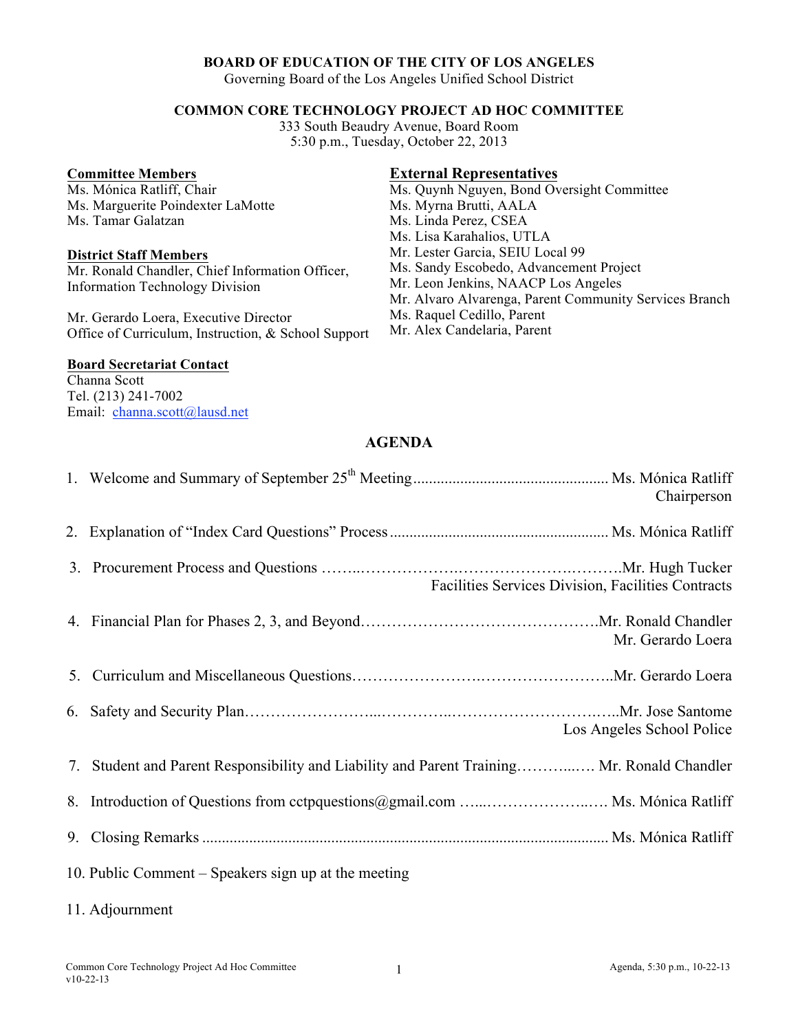**BOARD OF EDUCATION OF THE CITY OF LOS ANGELES**
Governing Board of the Los Angeles Unified School District

**COMMON CORE TECHNOLOGY PROJECT AD HOC COMMITTEE**
333 South Beaudry Avenue, Board Room
5:30 p.m., Tuesday, October 22, 2013

**Committee Members**
Ms. Mónica Ratliff, Chair
Ms. Marguerite Poindexter LaMotte
Ms. Tamar Galatzan

**District Staff Members**
Mr. Ronald Chandler, Chief Information Officer, Information Technology Division

Mr. Gerardo Loera, Executive Director
Office of Curriculum, Instruction, & School Support

**Board Secretariat Contact**
Channa Scott
Tel. (213) 241-7002
Email: channa.scott@lausd.net

**External Representatives**
Ms. Quynh Nguyen, Bond Oversight Committee
Ms. Myrna Brutti, AALA
Ms. Linda Perez, CSEA
Ms. Lisa Karahalios, UTLA
Mr. Lester Garcia, SEIU Local 99
Ms. Sandy Escobedo, Advancement Project
Mr. Leon Jenkins, NAACP Los Angeles
Mr. Alvaro Alvarenga, Parent Community Services Branch
Ms. Raquel Cedillo, Parent
Mr. Alex Candelaria, Parent

## AGENDA

1. Welcome and Summary of September 25th Meeting .......... Ms. Mónica Ratliff, Chairperson
2. Explanation of "Index Card Questions" Process .......... Ms. Mónica Ratliff
3. Procurement Process and Questions .......... Mr. Hugh Tucker, Facilities Services Division, Facilities Contracts
4. Financial Plan for Phases 2, 3, and Beyond .......... Mr. Ronald Chandler, Mr. Gerardo Loera
5. Curriculum and Miscellaneous Questions .......... Mr. Gerardo Loera
6. Safety and Security Plan .......... Mr. Jose Santome, Los Angeles School Police
7. Student and Parent Responsibility and Liability and Parent Training .......... Mr. Ronald Chandler
8. Introduction of Questions from cctpquestions@gmail.com .......... Ms. Mónica Ratliff
9. Closing Remarks .......... Ms. Mónica Ratliff
10. Public Comment – Speakers sign up at the meeting
11. Adjournment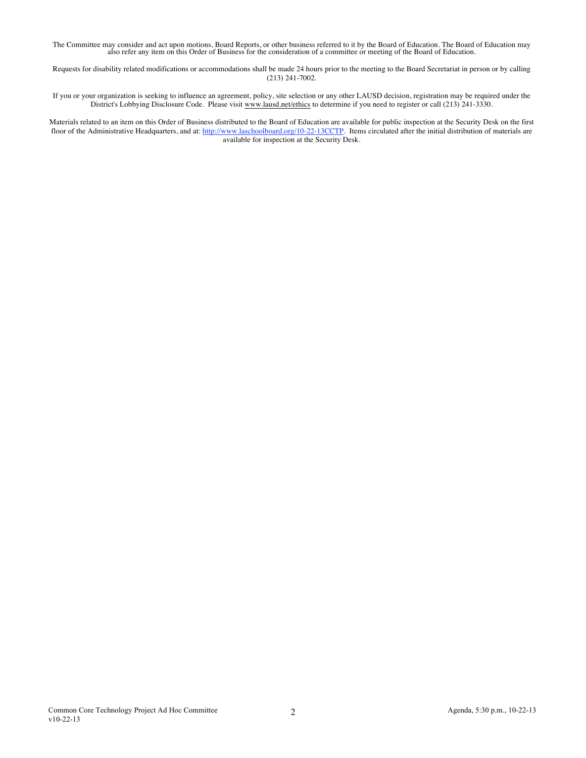The Committee may consider and act upon motions, Board Reports, or other business referred to it by the Board of Education. The Board of Education may also refer any item on this Order of Business for the consideration of a committee or meeting of the Board of Education.

Requests for disability related modifications or accommodations shall be made 24 hours prior to the meeting to the Board Secretariat in person or by calling (213) 241-7002.

If you or your organization is seeking to influence an agreement, policy, site selection or any other LAUSD decision, registration may be required under the District's Lobbying Disclosure Code. Please visit www.lausd.net/ethics to determine if you need to register or call (213) 241-3330.

Materials related to an item on this Order of Business distributed to the Board of Education are available for public inspection at the Security Desk on the first floor of the Administrative Headquarters, and at: http://www.laschoolboard.org/10-22-13CCTP. Items circulated after the initial distribution of materials are available for inspection at the Security Desk.